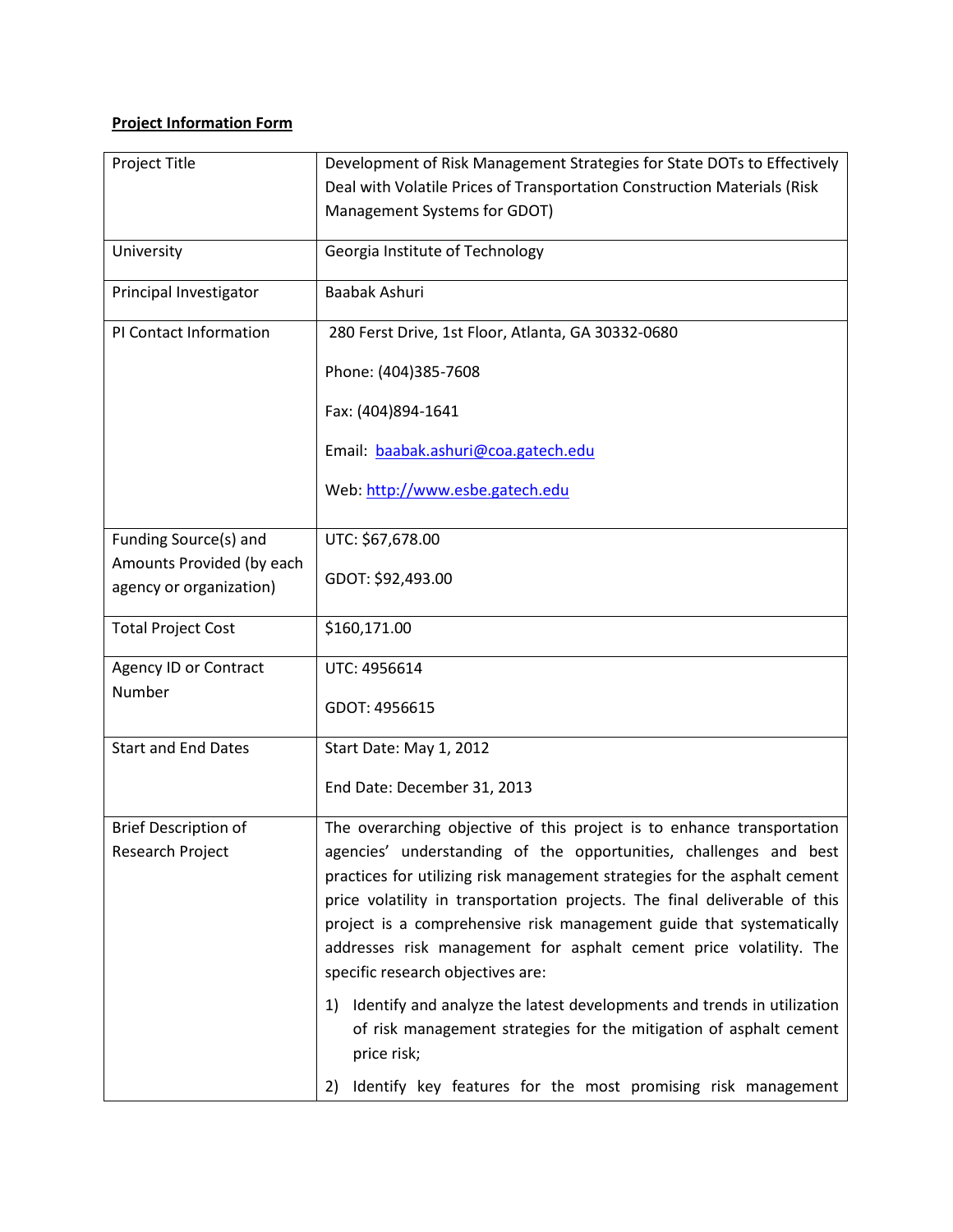**Project Information Form**

| | |
|---|---|
| Project Title | Development of Risk Management Strategies for State DOTs to Effectively Deal with Volatile Prices of Transportation Construction Materials (Risk Management Systems for GDOT) |
| University | Georgia Institute of Technology |
| Principal Investigator | Baabak Ashuri |
| PI Contact Information | 280 Ferst Drive, 1st Floor, Atlanta, GA 30332-0680<br><br>Phone: (404)385-7608<br><br>Fax: (404)894-1641<br><br>Email: [baabak.ashuri@coa.gatech.edu](mailto:baabak.ashuri@coa.gatech.edu)<br><br>Web: [http://www.esbe.gatech.edu](http://www.esbe.gatech.edu) |
| Funding Source(s) and Amounts Provided (by each agency or organization) | UTC: $67,678.00<br><br>GDOT: $92,493.00 |
| Total Project Cost | $160,171.00 |
| Agency ID or Contract Number | UTC: 4956614<br><br>GDOT: 4956615 |
| Start and End Dates | Start Date: May 1, 2012<br><br>End Date: December 31, 2013 |
| Brief Description of Research Project | The overarching objective of this project is to enhance transportation agencies' understanding of the opportunities, challenges and best practices for utilizing risk management strategies for the asphalt cement price volatility in transportation projects. The final deliverable of this project is a comprehensive risk management guide that systematically addresses risk management for asphalt cement price volatility. The specific research objectives are:<br><br>1) Identify and analyze the latest developments and trends in utilization of risk management strategies for the mitigation of asphalt cement price risk;<br><br>2) Identify key features for the most promising risk management |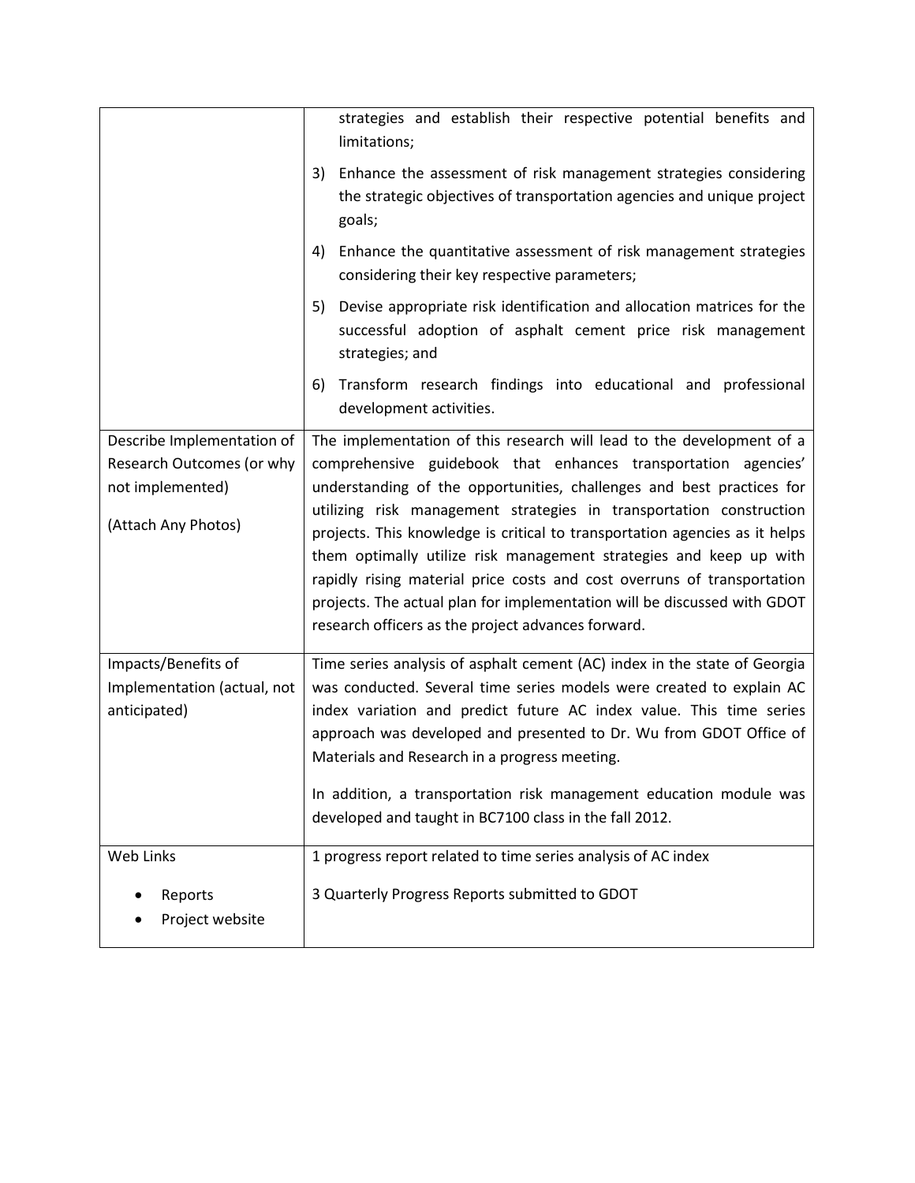| | |
|---|---|
| | strategies and establish their respective potential benefits and limitations;<br><br>3) Enhance the assessment of risk management strategies considering the strategic objectives of transportation agencies and unique project goals;<br><br>4) Enhance the quantitative assessment of risk management strategies considering their key respective parameters;<br><br>5) Devise appropriate risk identification and allocation matrices for the successful adoption of asphalt cement price risk management strategies; and<br><br>6) Transform research findings into educational and professional development activities. |
| Describe Implementation of Research Outcomes (or why not implemented)<br><br>(Attach Any Photos) | The implementation of this research will lead to the development of a comprehensive guidebook that enhances transportation agencies' understanding of the opportunities, challenges and best practices for utilizing risk management strategies in transportation construction projects. This knowledge is critical to transportation agencies as it helps them optimally utilize risk management strategies and keep up with rapidly rising material price costs and cost overruns of transportation projects. The actual plan for implementation will be discussed with GDOT research officers as the project advances forward. |
| Impacts/Benefits of Implementation (actual, not anticipated) | Time series analysis of asphalt cement (AC) index in the state of Georgia was conducted. Several time series models were created to explain AC index variation and predict future AC index value. This time series approach was developed and presented to Dr. Wu from GDOT Office of Materials and Research in a progress meeting.<br><br>In addition, a transportation risk management education module was developed and taught in BC7100 class in the fall 2012. |
| Web Links<br><br>• Reports<br>• Project website | 1 progress report related to time series analysis of AC index<br><br>3 Quarterly Progress Reports submitted to GDOT |